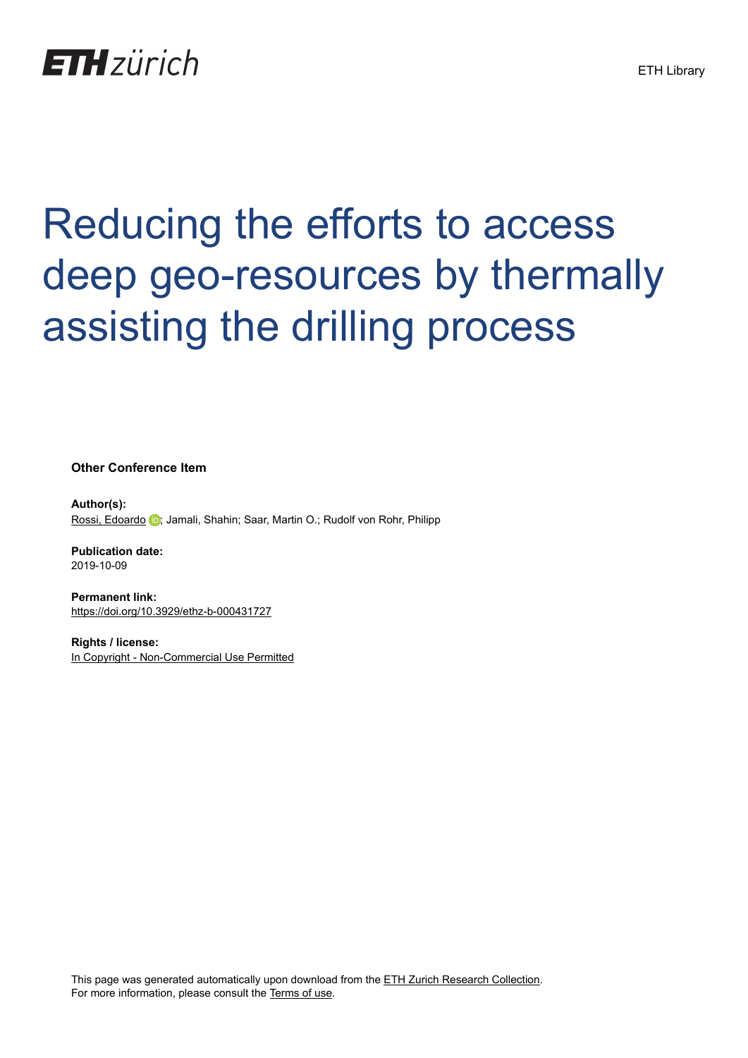ETH zürich

ETH Library

# Reducing the efforts to access deep geo-resources by thermally assisting the drilling process

**Other Conference Item**

**Author(s):**
Rossi, Edoardo; Jamali, Shahin; Saar, Martin O.; Rudolf von Rohr, Philipp

**Publication date:**
2019-10-09

**Permanent link:**
https://doi.org/10.3929/ethz-b-000431727

**Rights / license:**
In Copyright - Non-Commercial Use Permitted

This page was generated automatically upon download from the ETH Zurich Research Collection.
For more information, please consult the Terms of use.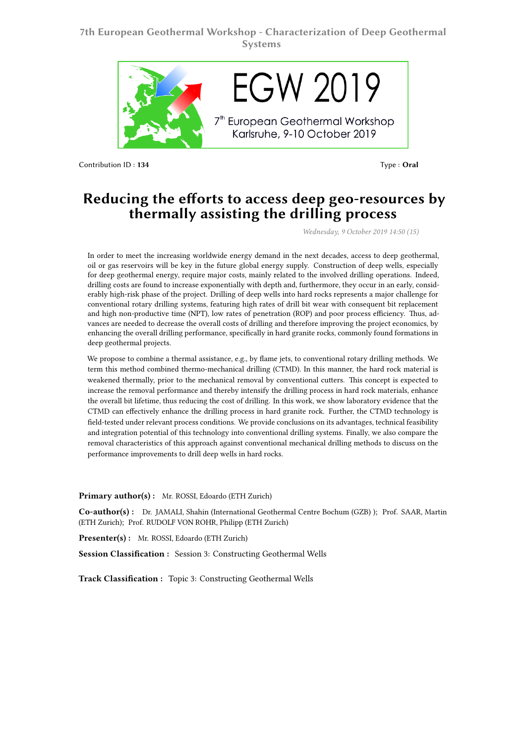7th European Geothermal Workshop - Characterization of Deep Geothermal Systems

Contribution ID : **134**

Type : **Oral**

# Reducing the efforts to access deep geo-resources by thermally assisting the drilling process

*Wednesday, 9 October 2019 14:50 (15)*

In order to meet the increasing worldwide energy demand in the next decades, access to deep geothermal, oil or gas reservoirs will be key in the future global energy supply. Construction of deep wells, especially for deep geothermal energy, require major costs, mainly related to the involved drilling operations. Indeed, drilling costs are found to increase exponentially with depth and, furthermore, they occur in an early, considerably high-risk phase of the project. Drilling of deep wells into hard rocks represents a major challenge for conventional rotary drilling systems, featuring high rates of drill bit wear with consequent bit replacement and high non-productive time (NPT), low rates of penetration (ROP) and poor process efficiency. Thus, advances are needed to decrease the overall costs of drilling and therefore improving the project economics, by enhancing the overall drilling performance, specifically in hard granite rocks, commonly found formations in deep geothermal projects.

We propose to combine a thermal assistance, e.g., by flame jets, to conventional rotary drilling methods. We term this method combined thermo-mechanical drilling (CTMD). In this manner, the hard rock material is weakened thermally, prior to the mechanical removal by conventional cutters. This concept is expected to increase the removal performance and thereby intensify the drilling process in hard rock materials, enhance the overall bit lifetime, thus reducing the cost of drilling. In this work, we show laboratory evidence that the CTMD can effectively enhance the drilling process in hard granite rock. Further, the CTMD technology is field-tested under relevant process conditions. We provide conclusions on its advantages, technical feasibility and integration potential of this technology into conventional drilling systems. Finally, we also compare the removal characteristics of this approach against conventional mechanical drilling methods to discuss on the performance improvements to drill deep wells in hard rocks.

**Primary author(s) :** Mr. ROSSI, Edoardo (ETH Zurich)

**Co-author(s) :** Dr. JAMALI, Shahin (International Geothermal Centre Bochum (GZB) ); Prof. SAAR, Martin (ETH Zurich); Prof. RUDOLF VON ROHR, Philipp (ETH Zurich)

**Presenter(s) :** Mr. ROSSI, Edoardo (ETH Zurich)

**Session Classification :** Session 3: Constructing Geothermal Wells

**Track Classification :** Topic 3: Constructing Geothermal Wells